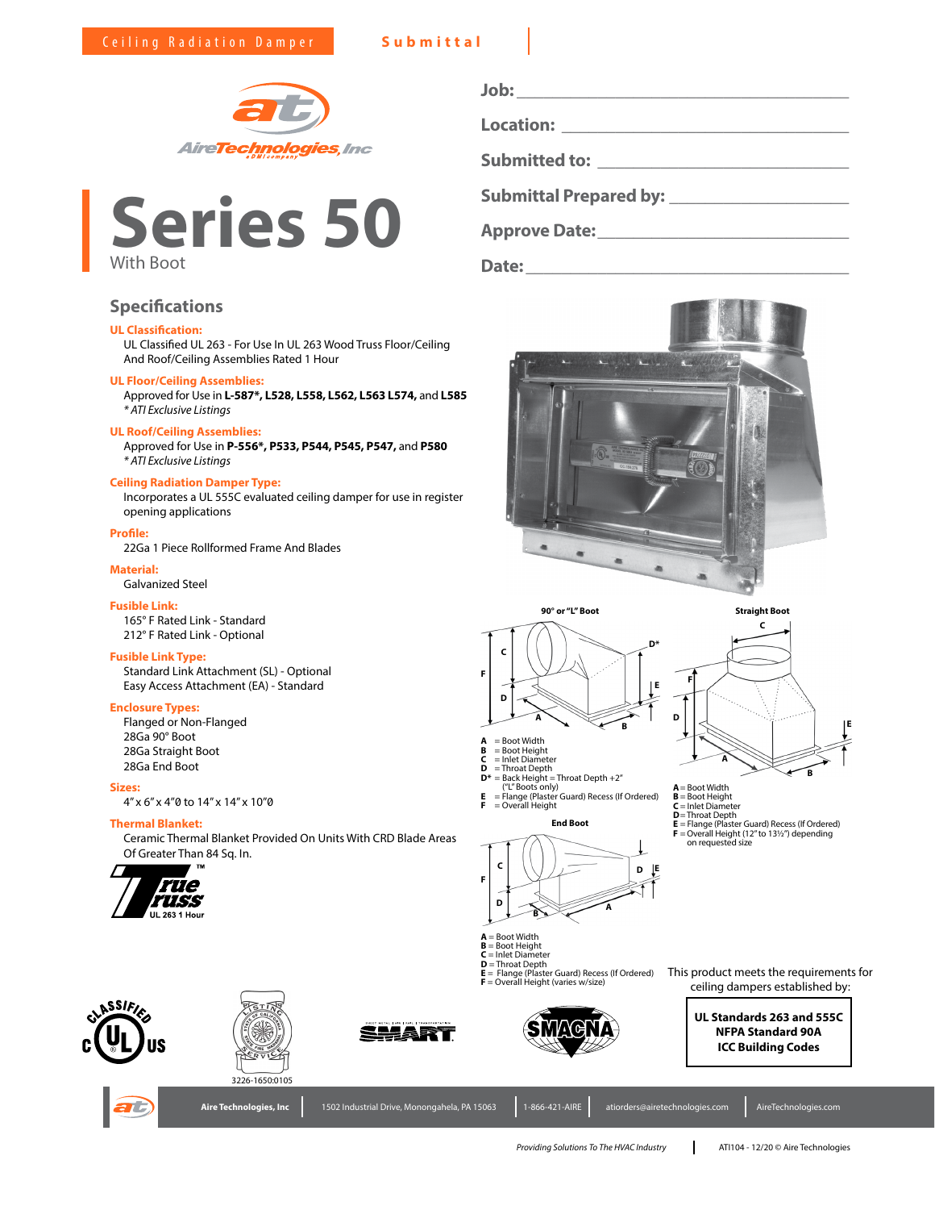Ceiling Radiation Damper **Submittal**

AireTechnologies, Inc

# Series 50

With Boot

**Job:** ______________________________

**Location:** ______________________________

**Submitted to:** ______________________________

**Submittal Prepared by:** ______________________________

**Approve Date:** ______________________________

**Date:** ______________________________

## Specifications

**UL Classification:**
UL Classified UL 263 - For Use In UL 263 Wood Truss Floor/Ceiling And Roof/Ceiling Assemblies Rated 1 Hour

**UL Floor/Ceiling Assemblies:**
Approved for Use in **L-587*, L528, L558, L562, L563 L574,** and **L585**
*\* ATI Exclusive Listings*

**UL Roof/Ceiling Assemblies:**
Approved for Use in **P-556*, P533, P544, P545, P547,** and **P580**
*\* ATI Exclusive Listings*

**Ceiling Radiation Damper Type:**
Incorporates a UL 555C evaluated ceiling damper for use in register opening applications

**Profile:**
22Ga 1 Piece Rollformed Frame And Blades

**Material:**
Galvanized Steel

**Fusible Link:**
165° F Rated Link - Standard
212° F Rated Link - Optional

**Fusible Link Type:**
Standard Link Attachment (SL) - Optional
Easy Access Attachment (EA) - Standard

**Enclosure Types:**
Flanged or Non-Flanged
28Ga 90° Boot
28Ga Straight Boot
28Ga End Boot

**Sizes:**
4" x 6" x 4"Ø to 14" x 14" x 10"Ø

**Thermal Blanket:**
Ceramic Thermal Blanket Provided On Units With CRD Blade Areas Of Greater Than 84 Sq. In.

True Truss™ UL 263 1 Hour

**90° or "L" Boot**

A = Boot Width
B = Boot Height
C = Inlet Diameter
D = Throat Depth
D* = Back Height = Throat Depth +2" ("L" Boots only)
E = Flange (Plaster Guard) Recess (If Ordered)
F = Overall Height

**Straight Boot**

A = Boot Width
B = Boot Height
C = Inlet Diameter
D = Throat Depth
E = Flange (Plaster Guard) Recess (If Ordered)
F = Overall Height (12" to 13½") depending on requested size

**End Boot**

A = Boot Width
B = Boot Height
C = Inlet Diameter
D = Throat Depth
E = Flange (Plaster Guard) Recess (If Ordered)
F = Overall Height (varies w/size)

This product meets the requirements for ceiling dampers established by:

**UL Standards 263 and 555C**
**NFPA Standard 90A**
**ICC Building Codes**

3226-1650:0105

Aire Technologies, Inc | 1502 Industrial Drive, Monongahela, PA 15063 | 1-866-421-AIRE | atiorders@airetechnologies.com | AireTechnologies.com

*Providing Solutions To The HVAC Industry* | ATI104 - 12/20 © Aire Technologies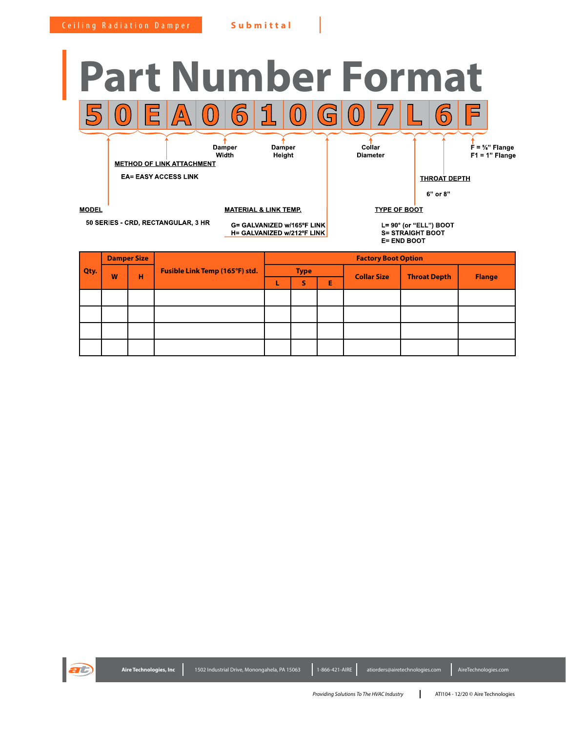# Part Number Format

5 0 E A 0 6 1 0 G 0 7 L 6 F

**MODEL**

50 SERIES - CRD, RECTANGULAR, 3 HR

**METHOD OF LINK ATTACHMENT**

EA= EASY ACCESS LINK

Damper Width

Damper Height

**MATERIAL & LINK TEMP.**

G= GALVANIZED w/165ºF LINK
H= GALVANIZED w/212ºF LINK

Collar Diameter

**TYPE OF BOOT**

L= 90° (or “ELL”) BOOT
S= STRAIGHT BOOT
E= END BOOT

**THROAT DEPTH**

6” or 8”

F = ⅝” Flange
F1 = 1” Flange

| Qty. | Damper Size | | Fusible Link Temp (165°F) std. | Factory Boot Option | | | | | |
|---|---|---|---|---|---|---|---|---|---|
| | W | H | | Type | | | Collar Size | Throat Depth | Flange |
| | | | | L | S | E | | | |
| | | | | | | | | | |
| | | | | | | | | | |
| | | | | | | | | | |
| | | | | | | | | | |

Aire Technologies, Inc | 1502 Industrial Drive, Monongahela, PA 15063 | 1-866-421-AIRE | atiorders@airetechnologies.com | AireTechnologies.com

*Providing Solutions To The HVAC Industry* | ATI104 - 12/20 © Aire Technologies